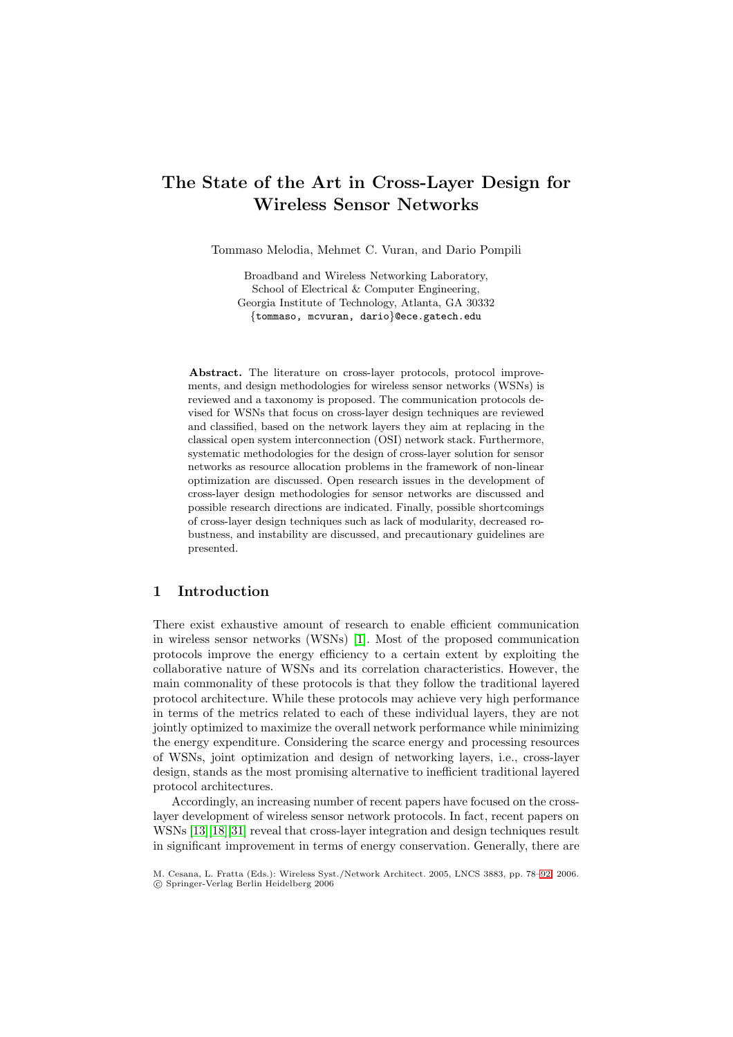# The State of the Art in Cross-Layer Design for Wireless Sensor Networks

Tommaso Melodia, Mehmet C. Vuran, and Dario Pompili

Broadband and Wireless Networking Laboratory,
School of Electrical & Computer Engineering,
Georgia Institute of Technology, Atlanta, GA 30332
{tommaso, mcvuran, dario}@ece.gatech.edu

**Abstract.** The literature on cross-layer protocols, protocol improvements, and design methodologies for wireless sensor networks (WSNs) is reviewed and a taxonomy is proposed. The communication protocols devised for WSNs that focus on cross-layer design techniques are reviewed and classified, based on the network layers they aim at replacing in the classical open system interconnection (OSI) network stack. Furthermore, systematic methodologies for the design of cross-layer solution for sensor networks as resource allocation problems in the framework of non-linear optimization are discussed. Open research issues in the development of cross-layer design methodologies for sensor networks are discussed and possible research directions are indicated. Finally, possible shortcomings of cross-layer design techniques such as lack of modularity, decreased robustness, and instability are discussed, and precautionary guidelines are presented.

## 1 Introduction

There exist exhaustive amount of research to enable efficient communication in wireless sensor networks (WSNs) [1]. Most of the proposed communication protocols improve the energy efficiency to a certain extent by exploiting the collaborative nature of WSNs and its correlation characteristics. However, the main commonality of these protocols is that they follow the traditional layered protocol architecture. While these protocols may achieve very high performance in terms of the metrics related to each of these individual layers, they are not jointly optimized to maximize the overall network performance while minimizing the energy expenditure. Considering the scarce energy and processing resources of WSNs, joint optimization and design of networking layers, i.e., cross-layer design, stands as the most promising alternative to inefficient traditional layered protocol architectures.

Accordingly, an increasing number of recent papers have focused on the cross-layer development of wireless sensor network protocols. In fact, recent papers on WSNs [13][18][31] reveal that cross-layer integration and design techniques result in significant improvement in terms of energy conservation. Generally, there are

M. Cesana, L. Fratta (Eds.): Wireless Syst./Network Architect. 2005, LNCS 3883, pp. 78–92, 2006.
© Springer-Verlag Berlin Heidelberg 2006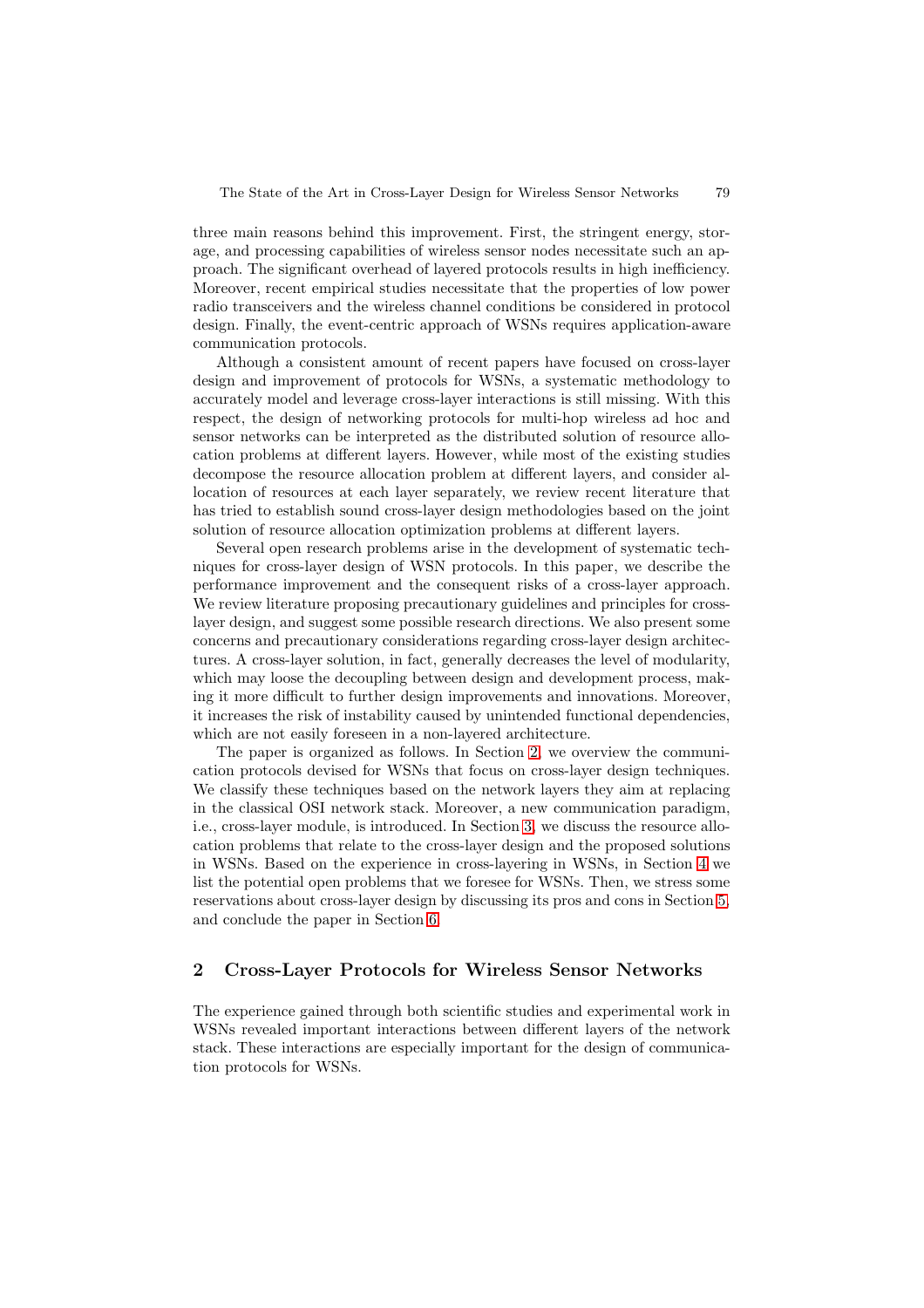three main reasons behind this improvement. First, the stringent energy, storage, and processing capabilities of wireless sensor nodes necessitate such an approach. The significant overhead of layered protocols results in high inefficiency. Moreover, recent empirical studies necessitate that the properties of low power radio transceivers and the wireless channel conditions be considered in protocol design. Finally, the event-centric approach of WSNs requires application-aware communication protocols.

Although a consistent amount of recent papers have focused on cross-layer design and improvement of protocols for WSNs, a systematic methodology to accurately model and leverage cross-layer interactions is still missing. With this respect, the design of networking protocols for multi-hop wireless ad hoc and sensor networks can be interpreted as the distributed solution of resource allocation problems at different layers. However, while most of the existing studies decompose the resource allocation problem at different layers, and consider allocation of resources at each layer separately, we review recent literature that has tried to establish sound cross-layer design methodologies based on the joint solution of resource allocation optimization problems at different layers.

Several open research problems arise in the development of systematic techniques for cross-layer design of WSN protocols. In this paper, we describe the performance improvement and the consequent risks of a cross-layer approach. We review literature proposing precautionary guidelines and principles for cross-layer design, and suggest some possible research directions. We also present some concerns and precautionary considerations regarding cross-layer design architectures. A cross-layer solution, in fact, generally decreases the level of modularity, which may loose the decoupling between design and development process, making it more difficult to further design improvements and innovations. Moreover, it increases the risk of instability caused by unintended functional dependencies, which are not easily foreseen in a non-layered architecture.

The paper is organized as follows. In Section 2, we overview the communication protocols devised for WSNs that focus on cross-layer design techniques. We classify these techniques based on the network layers they aim at replacing in the classical OSI network stack. Moreover, a new communication paradigm, i.e., cross-layer module, is introduced. In Section 3, we discuss the resource allocation problems that relate to the cross-layer design and the proposed solutions in WSNs. Based on the experience in cross-layering in WSNs, in Section 4 we list the potential open problems that we foresee for WSNs. Then, we stress some reservations about cross-layer design by discussing its pros and cons in Section 5, and conclude the paper in Section 6.

## 2 Cross-Layer Protocols for Wireless Sensor Networks

The experience gained through both scientific studies and experimental work in WSNs revealed important interactions between different layers of the network stack. These interactions are especially important for the design of communication protocols for WSNs.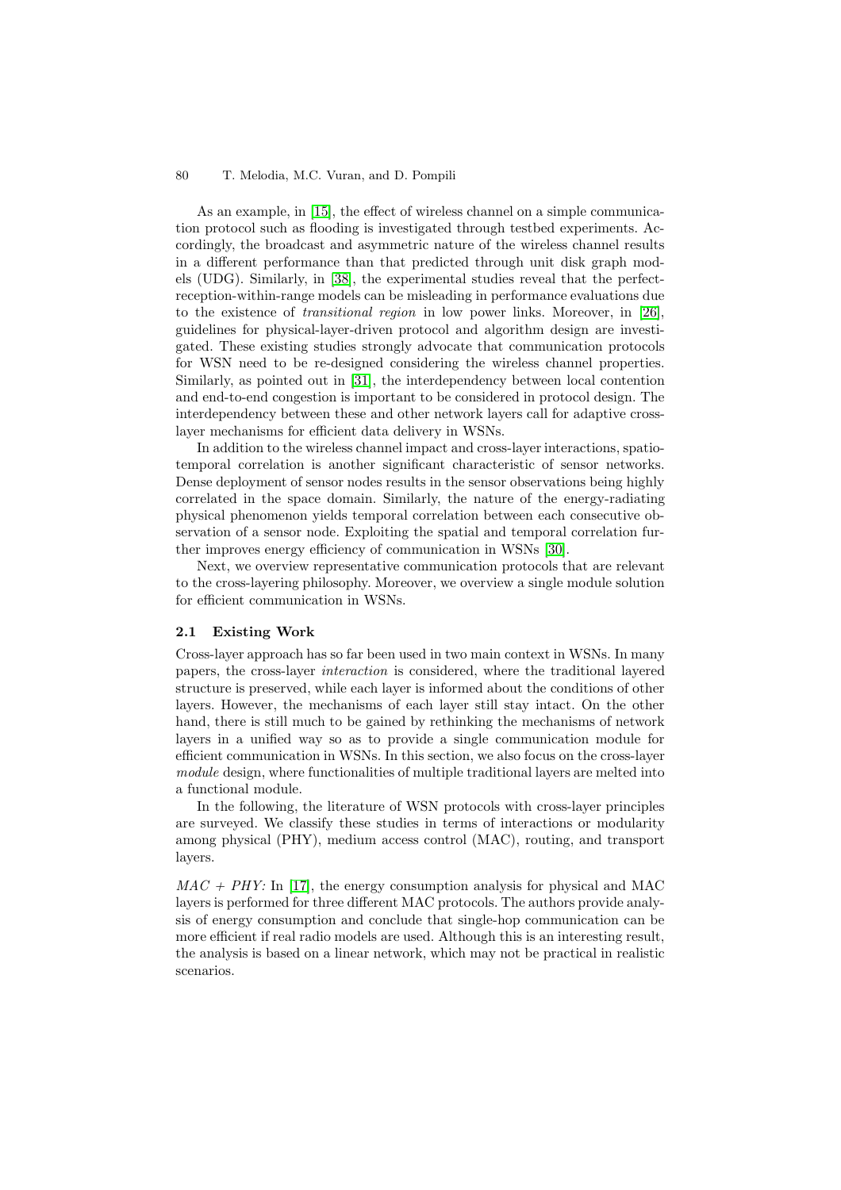As an example, in [15], the effect of wireless channel on a simple communication protocol such as flooding is investigated through testbed experiments. Accordingly, the broadcast and asymmetric nature of the wireless channel results in a different performance than that predicted through unit disk graph models (UDG). Similarly, in [38], the experimental studies reveal that the perfect-reception-within-range models can be misleading in performance evaluations due to the existence of *transitional region* in low power links. Moreover, in [26], guidelines for physical-layer-driven protocol and algorithm design are investigated. These existing studies strongly advocate that communication protocols for WSN need to be re-designed considering the wireless channel properties. Similarly, as pointed out in [31], the interdependency between local contention and end-to-end congestion is important to be considered in protocol design. The interdependency between these and other network layers call for adaptive cross-layer mechanisms for efficient data delivery in WSNs.

In addition to the wireless channel impact and cross-layer interactions, spatio-temporal correlation is another significant characteristic of sensor networks. Dense deployment of sensor nodes results in the sensor observations being highly correlated in the space domain. Similarly, the nature of the energy-radiating physical phenomenon yields temporal correlation between each consecutive observation of a sensor node. Exploiting the spatial and temporal correlation further improves energy efficiency of communication in WSNs [30].

Next, we overview representative communication protocols that are relevant to the cross-layering philosophy. Moreover, we overview a single module solution for efficient communication in WSNs.

### 2.1 Existing Work

Cross-layer approach has so far been used in two main context in WSNs. In many papers, the cross-layer *interaction* is considered, where the traditional layered structure is preserved, while each layer is informed about the conditions of other layers. However, the mechanisms of each layer still stay intact. On the other hand, there is still much to be gained by rethinking the mechanisms of network layers in a unified way so as to provide a single communication module for efficient communication in WSNs. In this section, we also focus on the cross-layer *module* design, where functionalities of multiple traditional layers are melted into a functional module.

In the following, the literature of WSN protocols with cross-layer principles are surveyed. We classify these studies in terms of interactions or modularity among physical (PHY), medium access control (MAC), routing, and transport layers.

*MAC + PHY:* In [17], the energy consumption analysis for physical and MAC layers is performed for three different MAC protocols. The authors provide analysis of energy consumption and conclude that single-hop communication can be more efficient if real radio models are used. Although this is an interesting result, the analysis is based on a linear network, which may not be practical in realistic scenarios.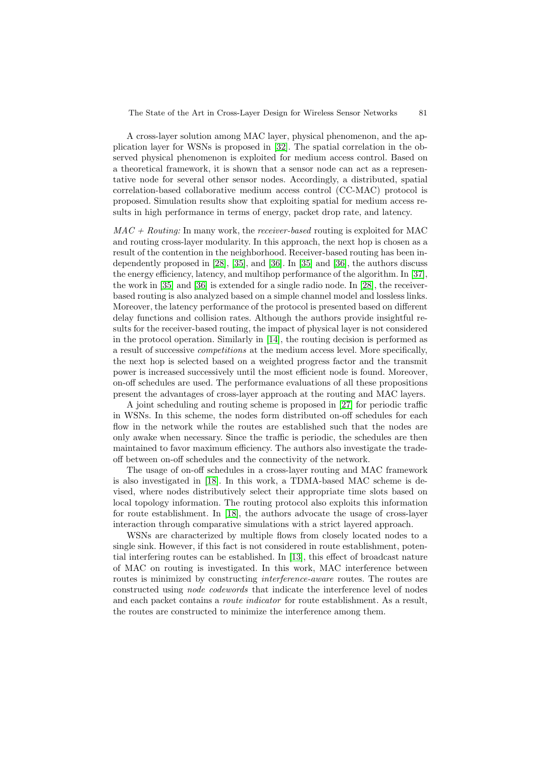A cross-layer solution among MAC layer, physical phenomenon, and the application layer for WSNs is proposed in [32]. The spatial correlation in the observed physical phenomenon is exploited for medium access control. Based on a theoretical framework, it is shown that a sensor node can act as a representative node for several other sensor nodes. Accordingly, a distributed, spatial correlation-based collaborative medium access control (CC-MAC) protocol is proposed. Simulation results show that exploiting spatial for medium access results in high performance in terms of energy, packet drop rate, and latency.

*MAC + Routing:* In many work, the *receiver-based* routing is exploited for MAC and routing cross-layer modularity. In this approach, the next hop is chosen as a result of the contention in the neighborhood. Receiver-based routing has been independently proposed in [28], [35], and [36]. In [35] and [36], the authors discuss the energy efficiency, latency, and multihop performance of the algorithm. In [37], the work in [35] and [36] is extended for a single radio node. In [28], the receiver-based routing is also analyzed based on a simple channel model and lossless links. Moreover, the latency performance of the protocol is presented based on different delay functions and collision rates. Although the authors provide insightful results for the receiver-based routing, the impact of physical layer is not considered in the protocol operation. Similarly in [14], the routing decision is performed as a result of successive *competitions* at the medium access level. More specifically, the next hop is selected based on a weighted progress factor and the transmit power is increased successively until the most efficient node is found. Moreover, on-off schedules are used. The performance evaluations of all these propositions present the advantages of cross-layer approach at the routing and MAC layers.

A joint scheduling and routing scheme is proposed in [27] for periodic traffic in WSNs. In this scheme, the nodes form distributed on-off schedules for each flow in the network while the routes are established such that the nodes are only awake when necessary. Since the traffic is periodic, the schedules are then maintained to favor maximum efficiency. The authors also investigate the tradeoff between on-off schedules and the connectivity of the network.

The usage of on-off schedules in a cross-layer routing and MAC framework is also investigated in [18]. In this work, a TDMA-based MAC scheme is devised, where nodes distributively select their appropriate time slots based on local topology information. The routing protocol also exploits this information for route establishment. In [18], the authors advocate the usage of cross-layer interaction through comparative simulations with a strict layered approach.

WSNs are characterized by multiple flows from closely located nodes to a single sink. However, if this fact is not considered in route establishment, potential interfering routes can be established. In [13], this effect of broadcast nature of MAC on routing is investigated. In this work, MAC interference between routes is minimized by constructing *interference-aware* routes. The routes are constructed using *node codewords* that indicate the interference level of nodes and each packet contains a *route indicator* for route establishment. As a result, the routes are constructed to minimize the interference among them.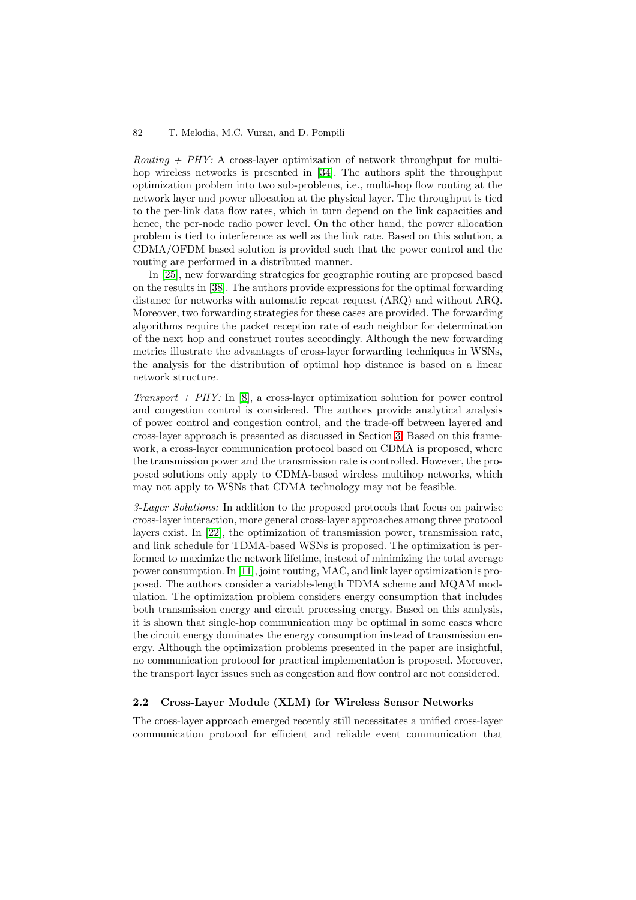*Routing + PHY:* A cross-layer optimization of network throughput for multi-hop wireless networks is presented in [34]. The authors split the throughput optimization problem into two sub-problems, i.e., multi-hop flow routing at the network layer and power allocation at the physical layer. The throughput is tied to the per-link data flow rates, which in turn depend on the link capacities and hence, the per-node radio power level. On the other hand, the power allocation problem is tied to interference as well as the link rate. Based on this solution, a CDMA/OFDM based solution is provided such that the power control and the routing are performed in a distributed manner.

In [25], new forwarding strategies for geographic routing are proposed based on the results in [38]. The authors provide expressions for the optimal forwarding distance for networks with automatic repeat request (ARQ) and without ARQ. Moreover, two forwarding strategies for these cases are provided. The forwarding algorithms require the packet reception rate of each neighbor for determination of the next hop and construct routes accordingly. Although the new forwarding metrics illustrate the advantages of cross-layer forwarding techniques in WSNs, the analysis for the distribution of optimal hop distance is based on a linear network structure.

*Transport + PHY:* In [8], a cross-layer optimization solution for power control and congestion control is considered. The authors provide analytical analysis of power control and congestion control, and the trade-off between layered and cross-layer approach is presented as discussed in Section 3. Based on this framework, a cross-layer communication protocol based on CDMA is proposed, where the transmission power and the transmission rate is controlled. However, the proposed solutions only apply to CDMA-based wireless multihop networks, which may not apply to WSNs that CDMA technology may not be feasible.

*3-Layer Solutions:* In addition to the proposed protocols that focus on pairwise cross-layer interaction, more general cross-layer approaches among three protocol layers exist. In [22], the optimization of transmission power, transmission rate, and link schedule for TDMA-based WSNs is proposed. The optimization is performed to maximize the network lifetime, instead of minimizing the total average power consumption. In [11], joint routing, MAC, and link layer optimization is proposed. The authors consider a variable-length TDMA scheme and MQAM modulation. The optimization problem considers energy consumption that includes both transmission energy and circuit processing energy. Based on this analysis, it is shown that single-hop communication may be optimal in some cases where the circuit energy dominates the energy consumption instead of transmission energy. Although the optimization problems presented in the paper are insightful, no communication protocol for practical implementation is proposed. Moreover, the transport layer issues such as congestion and flow control are not considered.

### 2.2 Cross-Layer Module (XLM) for Wireless Sensor Networks

The cross-layer approach emerged recently still necessitates a unified cross-layer communication protocol for efficient and reliable event communication that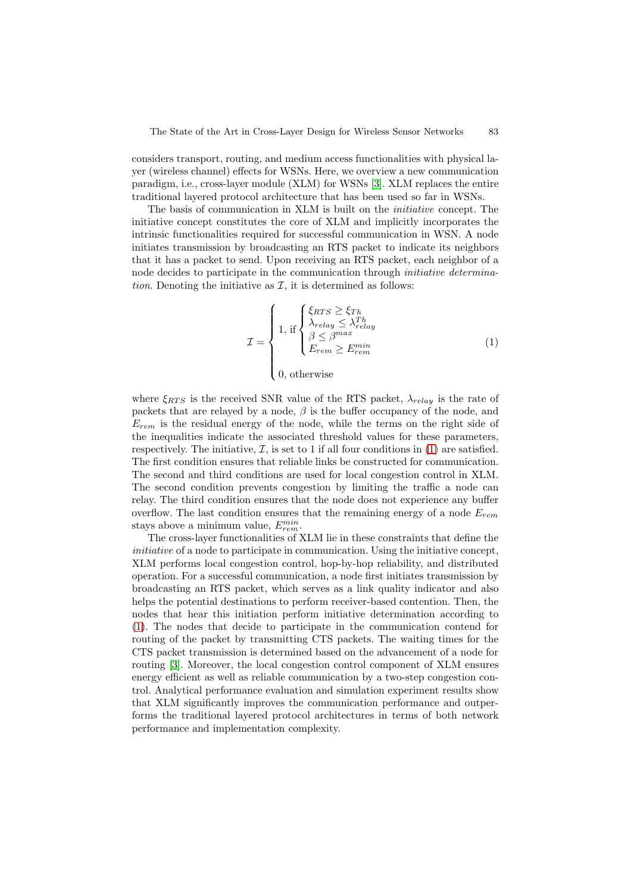considers transport, routing, and medium access functionalities with physical layer (wireless channel) effects for WSNs. Here, we overview a new communication paradigm, i.e., cross-layer module (XLM) for WSNs [3]. XLM replaces the entire traditional layered protocol architecture that has been used so far in WSNs.

The basis of communication in XLM is built on the *initiative* concept. The initiative concept constitutes the core of XLM and implicitly incorporates the intrinsic functionalities required for successful communication in WSN. A node initiates transmission by broadcasting an RTS packet to indicate its neighbors that it has a packet to send. Upon receiving an RTS packet, each neighbor of a node decides to participate in the communication through *initiative determination*. Denoting the initiative as $\mathcal{I}$, it is determined as follows:

$$\mathcal{I} = \begin{cases} 1, \text{ if } \begin{cases} \xi_{RTS} \geq \xi_{Th} \\ \lambda_{relay} \leq \lambda_{relay}^{Th} \\ \beta \leq \beta^{max} \\ E_{rem} \geq E_{rem}^{min} \end{cases} \\ \\ 0, \text{ otherwise} \end{cases} \tag{1}$$

where $\xi_{RTS}$ is the received SNR value of the RTS packet, $\lambda_{relay}$ is the rate of packets that are relayed by a node, $\beta$ is the buffer occupancy of the node, and $E_{rem}$ is the residual energy of the node, while the terms on the right side of the inequalities indicate the associated threshold values for these parameters, respectively. The initiative, $\mathcal{I}$, is set to 1 if all four conditions in (1) are satisfied. The first condition ensures that reliable links be constructed for communication. The second and third conditions are used for local congestion control in XLM. The second condition prevents congestion by limiting the traffic a node can relay. The third condition ensures that the node does not experience any buffer overflow. The last condition ensures that the remaining energy of a node $E_{rem}$ stays above a minimum value, $E_{rem}^{min}$.

The cross-layer functionalities of XLM lie in these constraints that define the *initiative* of a node to participate in communication. Using the initiative concept, XLM performs local congestion control, hop-by-hop reliability, and distributed operation. For a successful communication, a node first initiates transmission by broadcasting an RTS packet, which serves as a link quality indicator and also helps the potential destinations to perform receiver-based contention. Then, the nodes that hear this initiation perform initiative determination according to (1). The nodes that decide to participate in the communication contend for routing of the packet by transmitting CTS packets. The waiting times for the CTS packet transmission is determined based on the advancement of a node for routing [3]. Moreover, the local congestion control component of XLM ensures energy efficient as well as reliable communication by a two-step congestion control. Analytical performance evaluation and simulation experiment results show that XLM significantly improves the communication performance and outperforms the traditional layered protocol architectures in terms of both network performance and implementation complexity.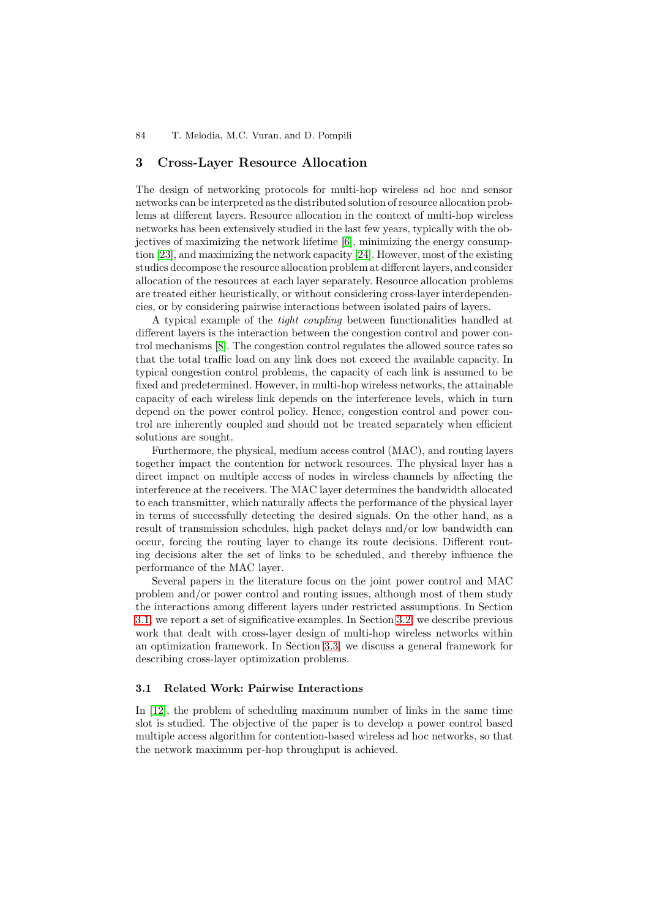## 3 Cross-Layer Resource Allocation

The design of networking protocols for multi-hop wireless ad hoc and sensor networks can be interpreted as the distributed solution of resource allocation problems at different layers. Resource allocation in the context of multi-hop wireless networks has been extensively studied in the last few years, typically with the objectives of maximizing the network lifetime [6], minimizing the energy consumption [23], and maximizing the network capacity [24]. However, most of the existing studies decompose the resource allocation problem at different layers, and consider allocation of the resources at each layer separately. Resource allocation problems are treated either heuristically, or without considering cross-layer interdependencies, or by considering pairwise interactions between isolated pairs of layers.

A typical example of the *tight coupling* between functionalities handled at different layers is the interaction between the congestion control and power control mechanisms [8]. The congestion control regulates the allowed source rates so that the total traffic load on any link does not exceed the available capacity. In typical congestion control problems, the capacity of each link is assumed to be fixed and predetermined. However, in multi-hop wireless networks, the attainable capacity of each wireless link depends on the interference levels, which in turn depend on the power control policy. Hence, congestion control and power control are inherently coupled and should not be treated separately when efficient solutions are sought.

Furthermore, the physical, medium access control (MAC), and routing layers together impact the contention for network resources. The physical layer has a direct impact on multiple access of nodes in wireless channels by affecting the interference at the receivers. The MAC layer determines the bandwidth allocated to each transmitter, which naturally affects the performance of the physical layer in terms of successfully detecting the desired signals. On the other hand, as a result of transmission schedules, high packet delays and/or low bandwidth can occur, forcing the routing layer to change its route decisions. Different routing decisions alter the set of links to be scheduled, and thereby influence the performance of the MAC layer.

Several papers in the literature focus on the joint power control and MAC problem and/or power control and routing issues, although most of them study the interactions among different layers under restricted assumptions. In Section 3.1, we report a set of significative examples. In Section 3.2, we describe previous work that dealt with cross-layer design of multi-hop wireless networks within an optimization framework. In Section 3.3, we discuss a general framework for describing cross-layer optimization problems.

### 3.1 Related Work: Pairwise Interactions

In [12], the problem of scheduling maximum number of links in the same time slot is studied. The objective of the paper is to develop a power control based multiple access algorithm for contention-based wireless ad hoc networks, so that the network maximum per-hop throughput is achieved.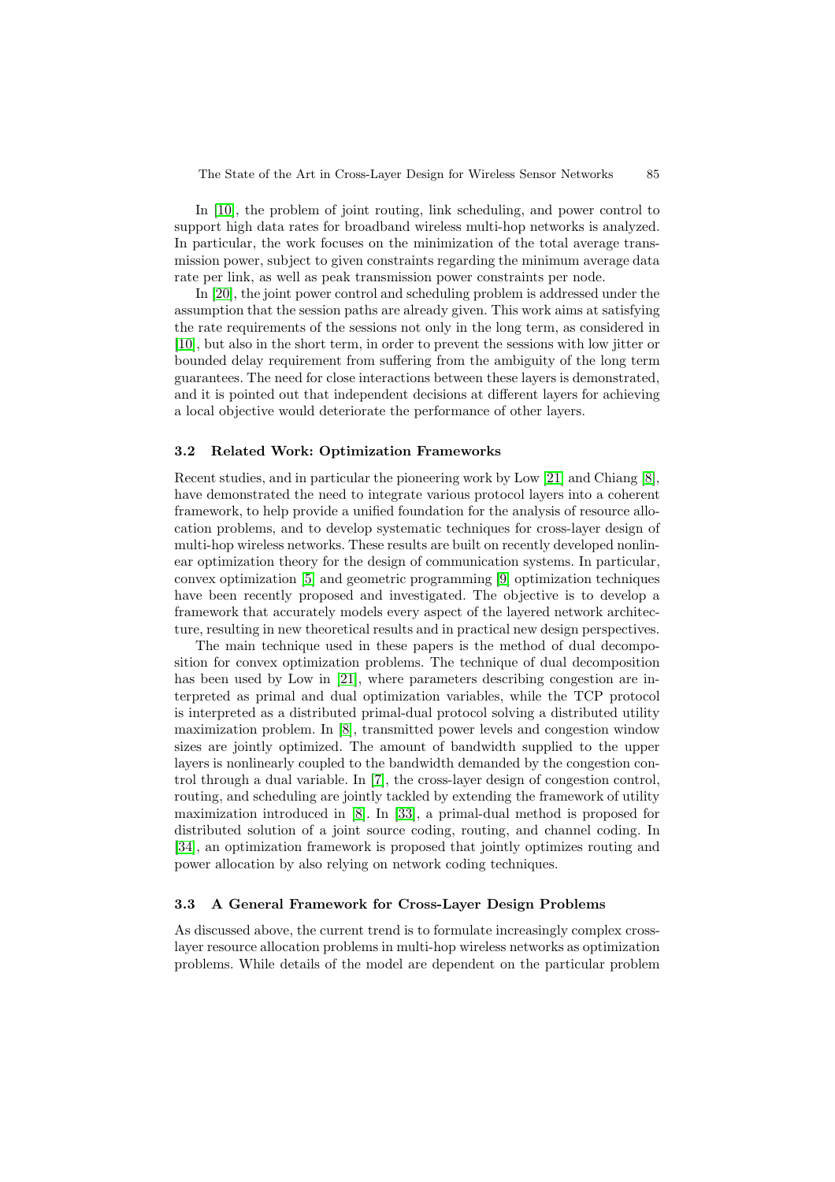In [10], the problem of joint routing, link scheduling, and power control to support high data rates for broadband wireless multi-hop networks is analyzed. In particular, the work focuses on the minimization of the total average transmission power, subject to given constraints regarding the minimum average data rate per link, as well as peak transmission power constraints per node.

In [20], the joint power control and scheduling problem is addressed under the assumption that the session paths are already given. This work aims at satisfying the rate requirements of the sessions not only in the long term, as considered in [10], but also in the short term, in order to prevent the sessions with low jitter or bounded delay requirement from suffering from the ambiguity of the long term guarantees. The need for close interactions between these layers is demonstrated, and it is pointed out that independent decisions at different layers for achieving a local objective would deteriorate the performance of other layers.

### 3.2 Related Work: Optimization Frameworks

Recent studies, and in particular the pioneering work by Low [21] and Chiang [8], have demonstrated the need to integrate various protocol layers into a coherent framework, to help provide a unified foundation for the analysis of resource allocation problems, and to develop systematic techniques for cross-layer design of multi-hop wireless networks. These results are built on recently developed nonlinear optimization theory for the design of communication systems. In particular, convex optimization [5] and geometric programming [9] optimization techniques have been recently proposed and investigated. The objective is to develop a framework that accurately models every aspect of the layered network architecture, resulting in new theoretical results and in practical new design perspectives.

The main technique used in these papers is the method of dual decomposition for convex optimization problems. The technique of dual decomposition has been used by Low in [21], where parameters describing congestion are interpreted as primal and dual optimization variables, while the TCP protocol is interpreted as a distributed primal-dual protocol solving a distributed utility maximization problem. In [8], transmitted power levels and congestion window sizes are jointly optimized. The amount of bandwidth supplied to the upper layers is nonlinearly coupled to the bandwidth demanded by the congestion control through a dual variable. In [7], the cross-layer design of congestion control, routing, and scheduling are jointly tackled by extending the framework of utility maximization introduced in [8]. In [33], a primal-dual method is proposed for distributed solution of a joint source coding, routing, and channel coding. In [34], an optimization framework is proposed that jointly optimizes routing and power allocation by also relying on network coding techniques.

### 3.3 A General Framework for Cross-Layer Design Problems

As discussed above, the current trend is to formulate increasingly complex cross-layer resource allocation problems in multi-hop wireless networks as optimization problems. While details of the model are dependent on the particular problem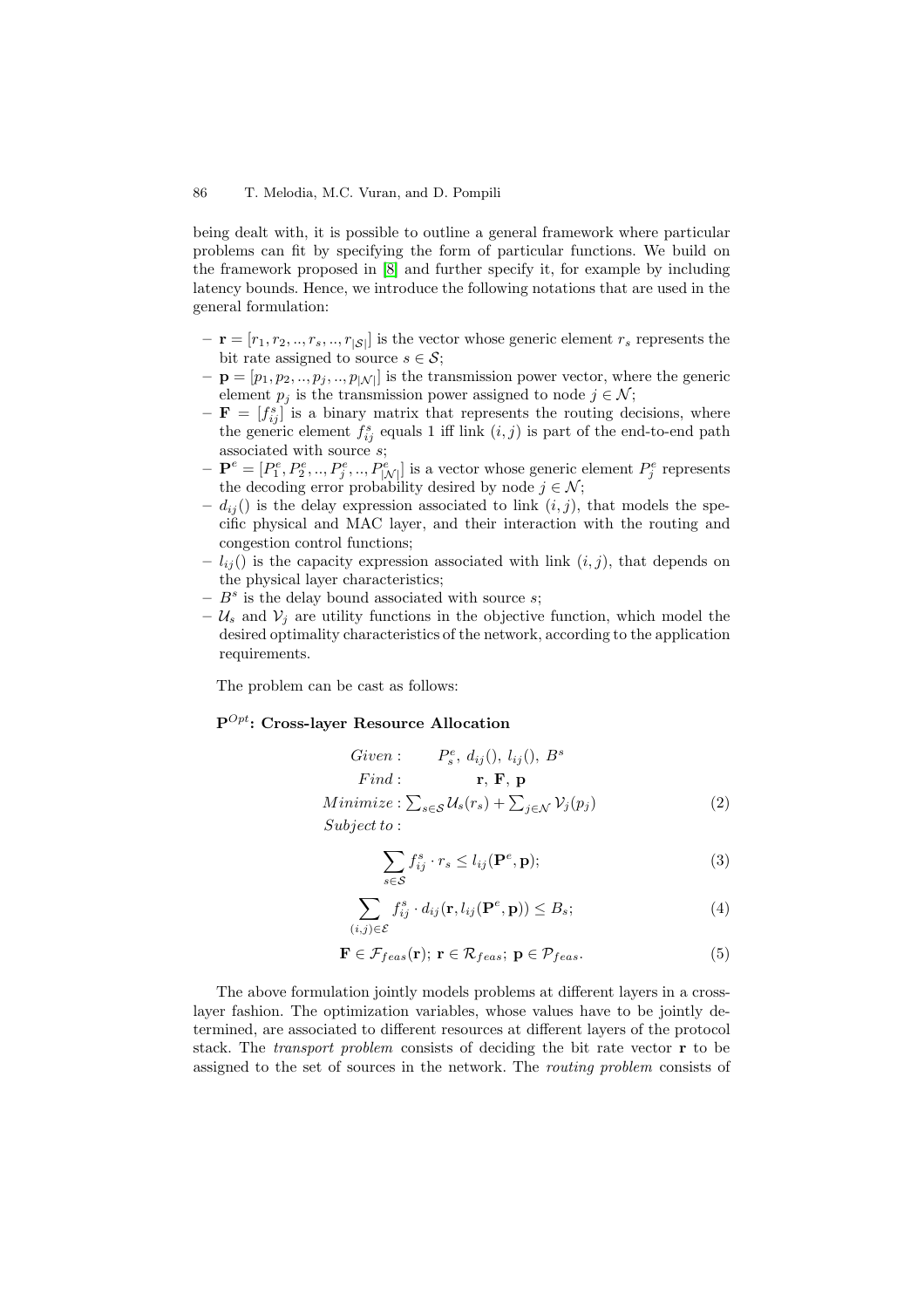being dealt with, it is possible to outline a general framework where particular problems can fit by specifying the form of particular functions. We build on the framework proposed in [8] and further specify it, for example by including latency bounds. Hence, we introduce the following notations that are used in the general formulation:

- $\mathbf{r} = [r_1, r_2, .., r_s, .., r_{|\mathcal{S}|}]$ is the vector whose generic element $r_s$ represents the bit rate assigned to source $s \in \mathcal{S}$;
- $\mathbf{p} = [p_1, p_2, .., p_j, .., p_{|\mathcal{N}|}]$ is the transmission power vector, where the generic element $p_j$ is the transmission power assigned to node $j \in \mathcal{N}$;
- $\mathbf{F} = [f^s_{ij}]$ is a binary matrix that represents the routing decisions, where the generic element $f^s_{ij}$ equals 1 iff link $(i, j)$ is part of the end-to-end path associated with source $s$;
- $\mathbf{P}^e = [P^e_1, P^e_2, .., P^e_j, .., P^e_{|\mathcal{N}|}]$ is a vector whose generic element $P^e_j$ represents the decoding error probability desired by node $j \in \mathcal{N}$;
- $d_{ij}()$ is the delay expression associated to link $(i, j)$, that models the specific physical and MAC layer, and their interaction with the routing and congestion control functions;
- $l_{ij}()$ is the capacity expression associated with link $(i, j)$, that depends on the physical layer characteristics;
- $B^s$ is the delay bound associated with source $s$;
- $\mathcal{U}_s$ and $\mathcal{V}_j$ are utility functions in the objective function, which model the desired optimality characteristics of the network, according to the application requirements.

The problem can be cast as follows:

**$\mathbf{P}^{Opt}$: Cross-layer Resource Allocation**

$$
\begin{aligned}
&Given: && P^e_s,\ d_{ij}(),\ l_{ij}(),\ B^s \\
&Find: && \mathbf{r},\ \mathbf{F},\ \mathbf{p} \\
&Minimize: && \textstyle\sum_{s\in\mathcal{S}} \mathcal{U}_s(r_s) + \sum_{j\in\mathcal{N}} \mathcal{V}_j(p_j) \qquad (2) \\
&Subject\ to:
\end{aligned}
$$

$$
\sum_{s\in\mathcal{S}} f^s_{ij} \cdot r_s \leq l_{ij}(\mathbf{P}^e, \mathbf{p}); \tag{3}
$$

$$
\sum_{(i,j)\in\mathcal{E}} f^s_{ij} \cdot d_{ij}(\mathbf{r}, l_{ij}(\mathbf{P}^e, \mathbf{p})) \leq B_s; \tag{4}
$$

$$
\mathbf{F} \in \mathcal{F}_{feas}(\mathbf{r});\ \mathbf{r} \in \mathcal{R}_{feas};\ \mathbf{p} \in \mathcal{P}_{feas}. \tag{5}
$$

The above formulation jointly models problems at different layers in a cross-layer fashion. The optimization variables, whose values have to be jointly determined, are associated to different resources at different layers of the protocol stack. The *transport problem* consists of deciding the bit rate vector $\mathbf{r}$ to be assigned to the set of sources in the network. The *routing problem* consists of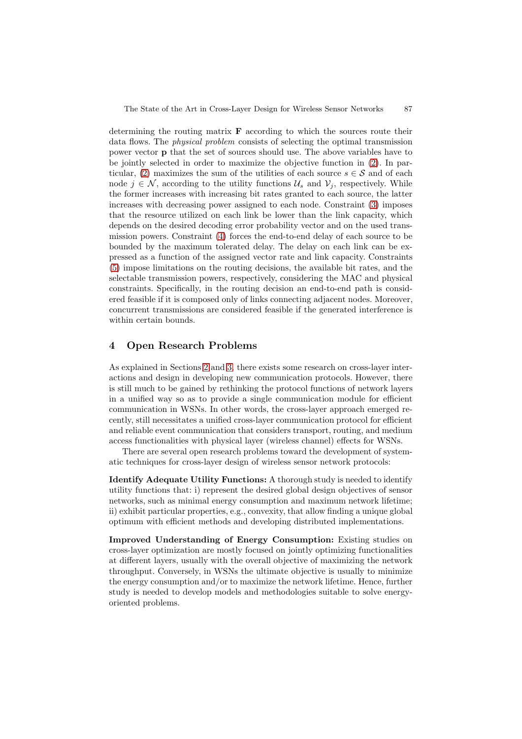determining the routing matrix $\mathbf{F}$ according to which the sources route their data flows. The *physical problem* consists of selecting the optimal transmission power vector $\mathbf{p}$ that the set of sources should use. The above variables have to be jointly selected in order to maximize the objective function in (2). In particular, (2) maximizes the sum of the utilities of each source $s \in \mathcal{S}$ and of each node $j \in \mathcal{N}$, according to the utility functions $\mathcal{U}_s$ and $\mathcal{V}_j$, respectively. While the former increases with increasing bit rates granted to each source, the latter increases with decreasing power assigned to each node. Constraint (3) imposes that the resource utilized on each link be lower than the link capacity, which depends on the desired decoding error probability vector and on the used transmission powers. Constraint (4) forces the end-to-end delay of each source to be bounded by the maximum tolerated delay. The delay on each link can be expressed as a function of the assigned vector rate and link capacity. Constraints (5) impose limitations on the routing decisions, the available bit rates, and the selectable transmission powers, respectively, considering the MAC and physical constraints. Specifically, in the routing decision an end-to-end path is considered feasible if it is composed only of links connecting adjacent nodes. Moreover, concurrent transmissions are considered feasible if the generated interference is within certain bounds.

## 4 Open Research Problems

As explained in Sections 2 and 3, there exists some research on cross-layer interactions and design in developing new communication protocols. However, there is still much to be gained by rethinking the protocol functions of network layers in a unified way so as to provide a single communication module for efficient communication in WSNs. In other words, the cross-layer approach emerged recently, still necessitates a unified cross-layer communication protocol for efficient and reliable event communication that considers transport, routing, and medium access functionalities with physical layer (wireless channel) effects for WSNs.

There are several open research problems toward the development of systematic techniques for cross-layer design of wireless sensor network protocols:

**Identify Adequate Utility Functions:** A thorough study is needed to identify utility functions that: i) represent the desired global design objectives of sensor networks, such as minimal energy consumption and maximum network lifetime; ii) exhibit particular properties, e.g., convexity, that allow finding a unique global optimum with efficient methods and developing distributed implementations.

**Improved Understanding of Energy Consumption:** Existing studies on cross-layer optimization are mostly focused on jointly optimizing functionalities at different layers, usually with the overall objective of maximizing the network throughput. Conversely, in WSNs the ultimate objective is usually to minimize the energy consumption and/or to maximize the network lifetime. Hence, further study is needed to develop models and methodologies suitable to solve energy-oriented problems.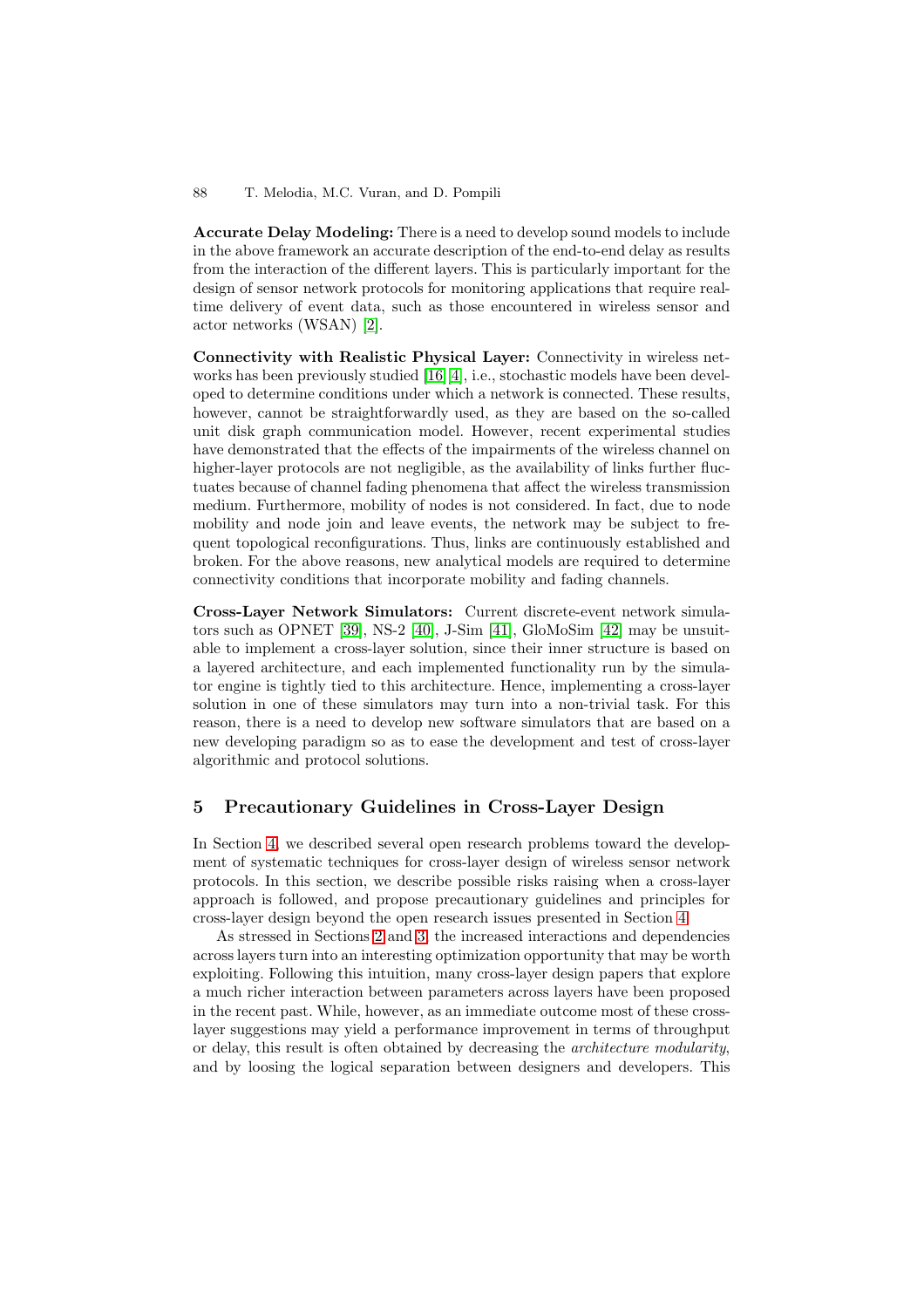**Accurate Delay Modeling:** There is a need to develop sound models to include in the above framework an accurate description of the end-to-end delay as results from the interaction of the different layers. This is particularly important for the design of sensor network protocols for monitoring applications that require real-time delivery of event data, such as those encountered in wireless sensor and actor networks (WSAN) [2].

**Connectivity with Realistic Physical Layer:** Connectivity in wireless networks has been previously studied [16,4], i.e., stochastic models have been developed to determine conditions under which a network is connected. These results, however, cannot be straightforwardly used, as they are based on the so-called unit disk graph communication model. However, recent experimental studies have demonstrated that the effects of the impairments of the wireless channel on higher-layer protocols are not negligible, as the availability of links further fluctuates because of channel fading phenomena that affect the wireless transmission medium. Furthermore, mobility of nodes is not considered. In fact, due to node mobility and node join and leave events, the network may be subject to frequent topological reconfigurations. Thus, links are continuously established and broken. For the above reasons, new analytical models are required to determine connectivity conditions that incorporate mobility and fading channels.

**Cross-Layer Network Simulators:** Current discrete-event network simulators such as OPNET [39], NS-2 [40], J-Sim [41], GloMoSim [42] may be unsuitable to implement a cross-layer solution, since their inner structure is based on a layered architecture, and each implemented functionality run by the simulator engine is tightly tied to this architecture. Hence, implementing a cross-layer solution in one of these simulators may turn into a non-trivial task. For this reason, there is a need to develop new software simulators that are based on a new developing paradigm so as to ease the development and test of cross-layer algorithmic and protocol solutions.

## 5 Precautionary Guidelines in Cross-Layer Design

In Section 4, we described several open research problems toward the development of systematic techniques for cross-layer design of wireless sensor network protocols. In this section, we describe possible risks raising when a cross-layer approach is followed, and propose precautionary guidelines and principles for cross-layer design beyond the open research issues presented in Section 4.

As stressed in Sections 2 and 3, the increased interactions and dependencies across layers turn into an interesting optimization opportunity that may be worth exploiting. Following this intuition, many cross-layer design papers that explore a much richer interaction between parameters across layers have been proposed in the recent past. While, however, as an immediate outcome most of these cross-layer suggestions may yield a performance improvement in terms of throughput or delay, this result is often obtained by decreasing the *architecture modularity*, and by loosing the logical separation between designers and developers. This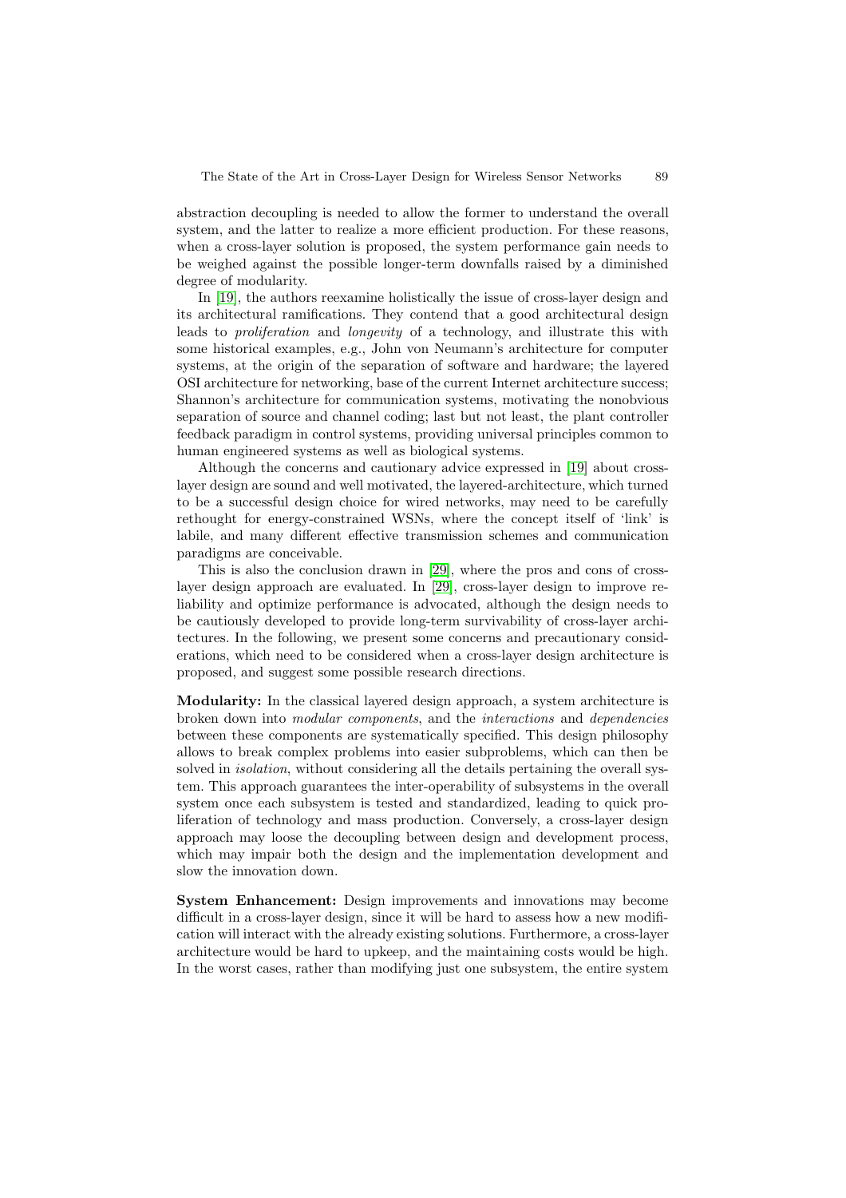abstraction decoupling is needed to allow the former to understand the overall system, and the latter to realize a more efficient production. For these reasons, when a cross-layer solution is proposed, the system performance gain needs to be weighed against the possible longer-term downfalls raised by a diminished degree of modularity.

In [19], the authors reexamine holistically the issue of cross-layer design and its architectural ramifications. They contend that a good architectural design leads to *proliferation* and *longevity* of a technology, and illustrate this with some historical examples, e.g., John von Neumann's architecture for computer systems, at the origin of the separation of software and hardware; the layered OSI architecture for networking, base of the current Internet architecture success; Shannon's architecture for communication systems, motivating the nonobvious separation of source and channel coding; last but not least, the plant controller feedback paradigm in control systems, providing universal principles common to human engineered systems as well as biological systems.

Although the concerns and cautionary advice expressed in [19] about cross-layer design are sound and well motivated, the layered-architecture, which turned to be a successful design choice for wired networks, may need to be carefully rethought for energy-constrained WSNs, where the concept itself of 'link' is labile, and many different effective transmission schemes and communication paradigms are conceivable.

This is also the conclusion drawn in [29], where the pros and cons of cross-layer design approach are evaluated. In [29], cross-layer design to improve reliability and optimize performance is advocated, although the design needs to be cautiously developed to provide long-term survivability of cross-layer architectures. In the following, we present some concerns and precautionary considerations, which need to be considered when a cross-layer design architecture is proposed, and suggest some possible research directions.

**Modularity:** In the classical layered design approach, a system architecture is broken down into *modular components*, and the *interactions* and *dependencies* between these components are systematically specified. This design philosophy allows to break complex problems into easier subproblems, which can then be solved in *isolation*, without considering all the details pertaining the overall system. This approach guarantees the inter-operability of subsystems in the overall system once each subsystem is tested and standardized, leading to quick proliferation of technology and mass production. Conversely, a cross-layer design approach may loose the decoupling between design and development process, which may impair both the design and the implementation development and slow the innovation down.

**System Enhancement:** Design improvements and innovations may become difficult in a cross-layer design, since it will be hard to assess how a new modification will interact with the already existing solutions. Furthermore, a cross-layer architecture would be hard to upkeep, and the maintaining costs would be high. In the worst cases, rather than modifying just one subsystem, the entire system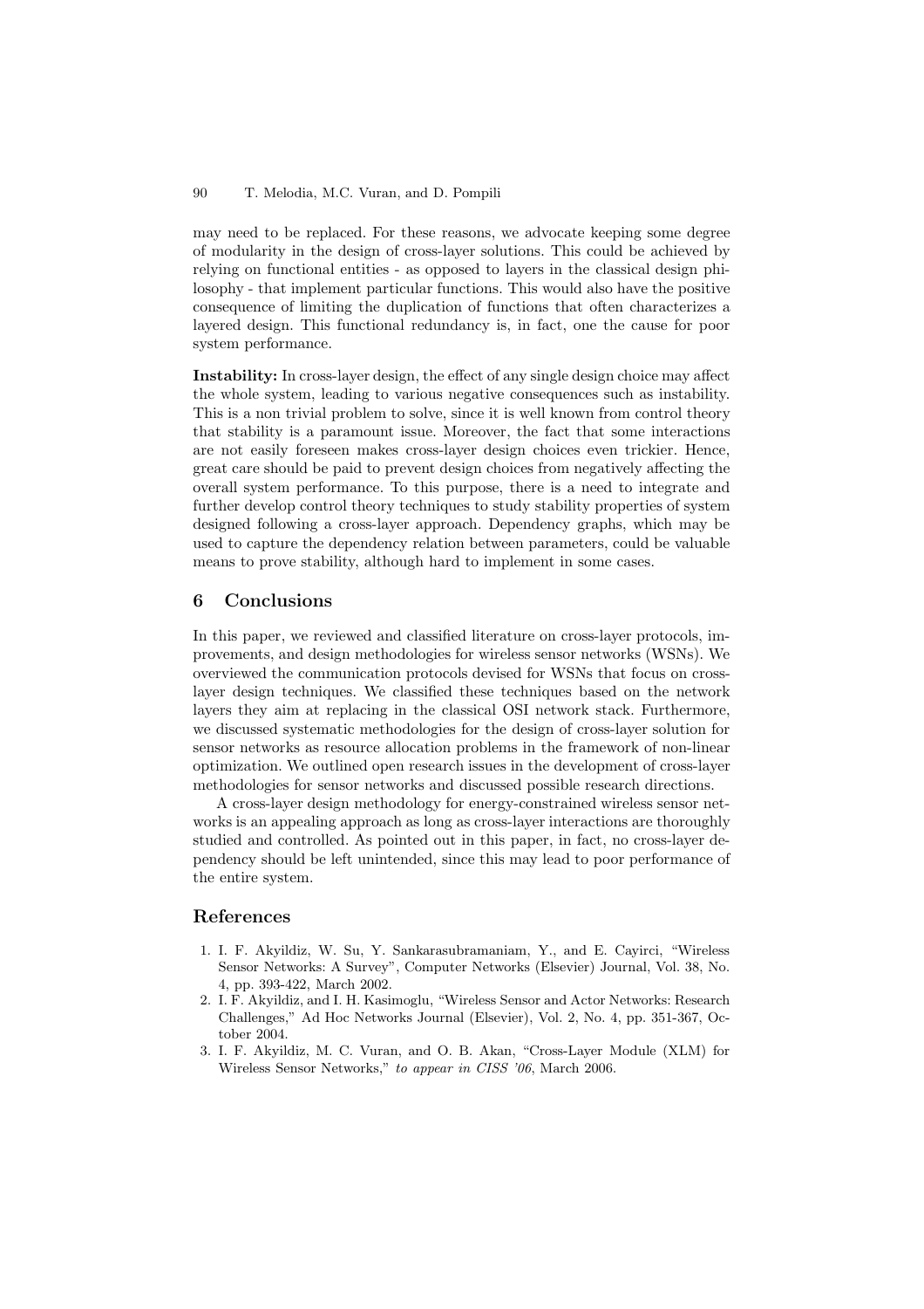may need to be replaced. For these reasons, we advocate keeping some degree of modularity in the design of cross-layer solutions. This could be achieved by relying on functional entities - as opposed to layers in the classical design philosophy - that implement particular functions. This would also have the positive consequence of limiting the duplication of functions that often characterizes a layered design. This functional redundancy is, in fact, one the cause for poor system performance.

**Instability:** In cross-layer design, the effect of any single design choice may affect the whole system, leading to various negative consequences such as instability. This is a non trivial problem to solve, since it is well known from control theory that stability is a paramount issue. Moreover, the fact that some interactions are not easily foreseen makes cross-layer design choices even trickier. Hence, great care should be paid to prevent design choices from negatively affecting the overall system performance. To this purpose, there is a need to integrate and further develop control theory techniques to study stability properties of system designed following a cross-layer approach. Dependency graphs, which may be used to capture the dependency relation between parameters, could be valuable means to prove stability, although hard to implement in some cases.

## 6 Conclusions

In this paper, we reviewed and classified literature on cross-layer protocols, improvements, and design methodologies for wireless sensor networks (WSNs). We overviewed the communication protocols devised for WSNs that focus on cross-layer design techniques. We classified these techniques based on the network layers they aim at replacing in the classical OSI network stack. Furthermore, we discussed systematic methodologies for the design of cross-layer solution for sensor networks as resource allocation problems in the framework of non-linear optimization. We outlined open research issues in the development of cross-layer methodologies for sensor networks and discussed possible research directions.

A cross-layer design methodology for energy-constrained wireless sensor networks is an appealing approach as long as cross-layer interactions are thoroughly studied and controlled. As pointed out in this paper, in fact, no cross-layer dependency should be left unintended, since this may lead to poor performance of the entire system.

## References

1. I. F. Akyildiz, W. Su, Y. Sankarasubramaniam, Y., and E. Cayirci, "Wireless Sensor Networks: A Survey", Computer Networks (Elsevier) Journal, Vol. 38, No. 4, pp. 393-422, March 2002.
2. I. F. Akyildiz, and I. H. Kasimoglu, "Wireless Sensor and Actor Networks: Research Challenges," Ad Hoc Networks Journal (Elsevier), Vol. 2, No. 4, pp. 351-367, October 2004.
3. I. F. Akyildiz, M. C. Vuran, and O. B. Akan, "Cross-Layer Module (XLM) for Wireless Sensor Networks," *to appear in CISS '06*, March 2006.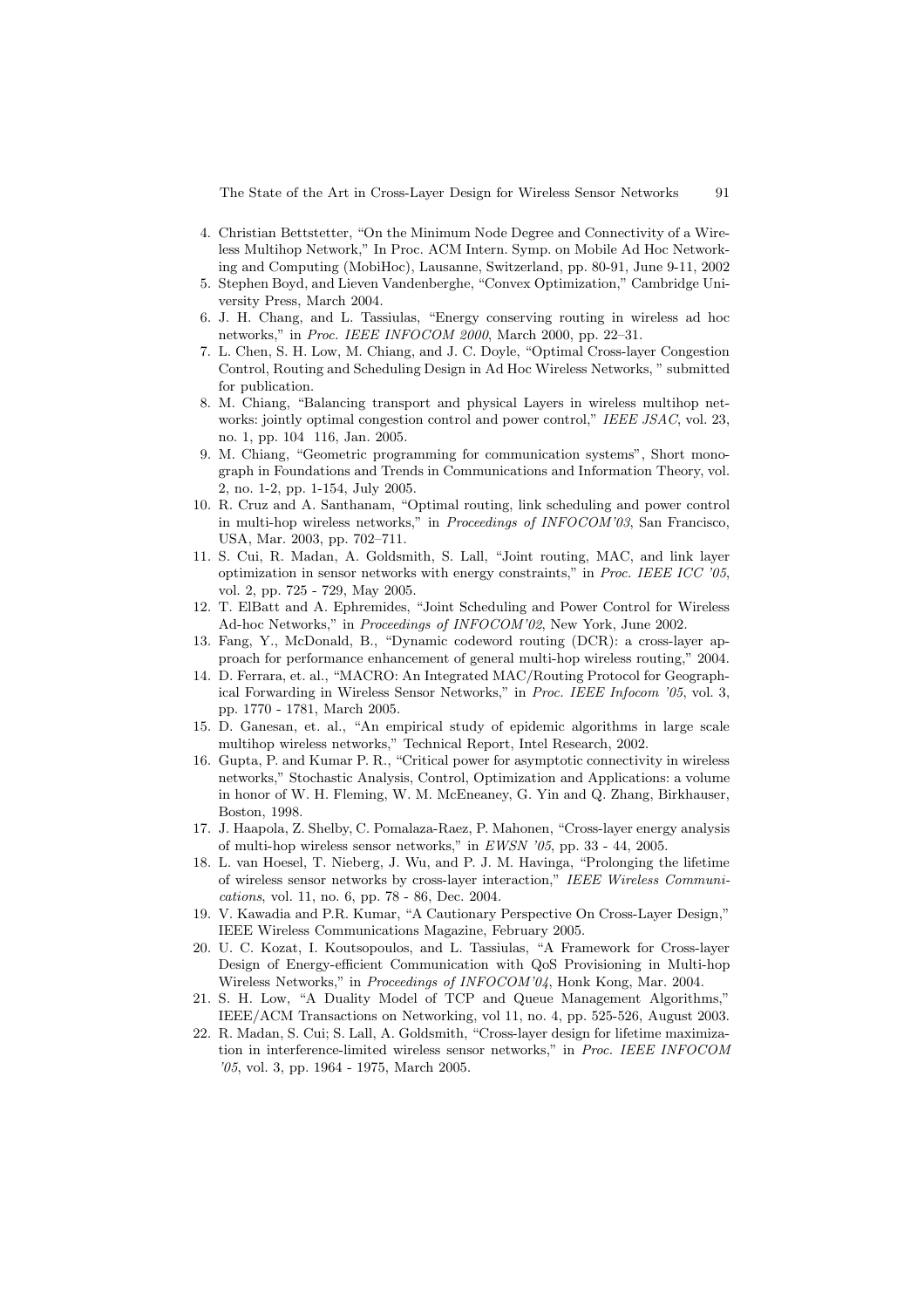4. Christian Bettstetter, "On the Minimum Node Degree and Connectivity of a Wireless Multihop Network," In Proc. ACM Intern. Symp. on Mobile Ad Hoc Networking and Computing (MobiHoc), Lausanne, Switzerland, pp. 80-91, June 9-11, 2002
5. Stephen Boyd, and Lieven Vandenberghe, "Convex Optimization," Cambridge University Press, March 2004.
6. J. H. Chang, and L. Tassiulas, "Energy conserving routing in wireless ad hoc networks," in *Proc. IEEE INFOCOM 2000*, March 2000, pp. 22–31.
7. L. Chen, S. H. Low, M. Chiang, and J. C. Doyle, "Optimal Cross-layer Congestion Control, Routing and Scheduling Design in Ad Hoc Wireless Networks, " submitted for publication.
8. M. Chiang, "Balancing transport and physical Layers in wireless multihop networks: jointly optimal congestion control and power control," *IEEE JSAC*, vol. 23, no. 1, pp. 104 116, Jan. 2005.
9. M. Chiang, "Geometric programming for communication systems", Short monograph in Foundations and Trends in Communications and Information Theory, vol. 2, no. 1-2, pp. 1-154, July 2005.
10. R. Cruz and A. Santhanam, "Optimal routing, link scheduling and power control in multi-hop wireless networks," in *Proceedings of INFOCOM'03*, San Francisco, USA, Mar. 2003, pp. 702–711.
11. S. Cui, R. Madan, A. Goldsmith, S. Lall, "Joint routing, MAC, and link layer optimization in sensor networks with energy constraints," in *Proc. IEEE ICC '05*, vol. 2, pp. 725 - 729, May 2005.
12. T. ElBatt and A. Ephremides, "Joint Scheduling and Power Control for Wireless Ad-hoc Networks," in *Proceedings of INFOCOM'02*, New York, June 2002.
13. Fang, Y., McDonald, B., "Dynamic codeword routing (DCR): a cross-layer approach for performance enhancement of general multi-hop wireless routing," 2004.
14. D. Ferrara, et. al., "MACRO: An Integrated MAC/Routing Protocol for Geographical Forwarding in Wireless Sensor Networks," in *Proc. IEEE Infocom '05*, vol. 3, pp. 1770 - 1781, March 2005.
15. D. Ganesan, et. al., "An empirical study of epidemic algorithms in large scale multihop wireless networks," Technical Report, Intel Research, 2002.
16. Gupta, P. and Kumar P. R., "Critical power for asymptotic connectivity in wireless networks," Stochastic Analysis, Control, Optimization and Applications: a volume in honor of W. H. Fleming, W. M. McEneaney, G. Yin and Q. Zhang, Birkhauser, Boston, 1998.
17. J. Haapola, Z. Shelby, C. Pomalaza-Raez, P. Mahonen, "Cross-layer energy analysis of multi-hop wireless sensor networks," in *EWSN '05*, pp. 33 - 44, 2005.
18. L. van Hoesel, T. Nieberg, J. Wu, and P. J. M. Havinga, "Prolonging the lifetime of wireless sensor networks by cross-layer interaction," *IEEE Wireless Communications*, vol. 11, no. 6, pp. 78 - 86, Dec. 2004.
19. V. Kawadia and P.R. Kumar, "A Cautionary Perspective On Cross-Layer Design," IEEE Wireless Communications Magazine, February 2005.
20. U. C. Kozat, I. Koutsopoulos, and L. Tassiulas, "A Framework for Cross-layer Design of Energy-efficient Communication with QoS Provisioning in Multi-hop Wireless Networks," in *Proceedings of INFOCOM'04*, Honk Kong, Mar. 2004.
21. S. H. Low, "A Duality Model of TCP and Queue Management Algorithms," IEEE/ACM Transactions on Networking, vol 11, no. 4, pp. 525-526, August 2003.
22. R. Madan, S. Cui; S. Lall, A. Goldsmith, "Cross-layer design for lifetime maximization in interference-limited wireless sensor networks," in *Proc. IEEE INFOCOM '05*, vol. 3, pp. 1964 - 1975, March 2005.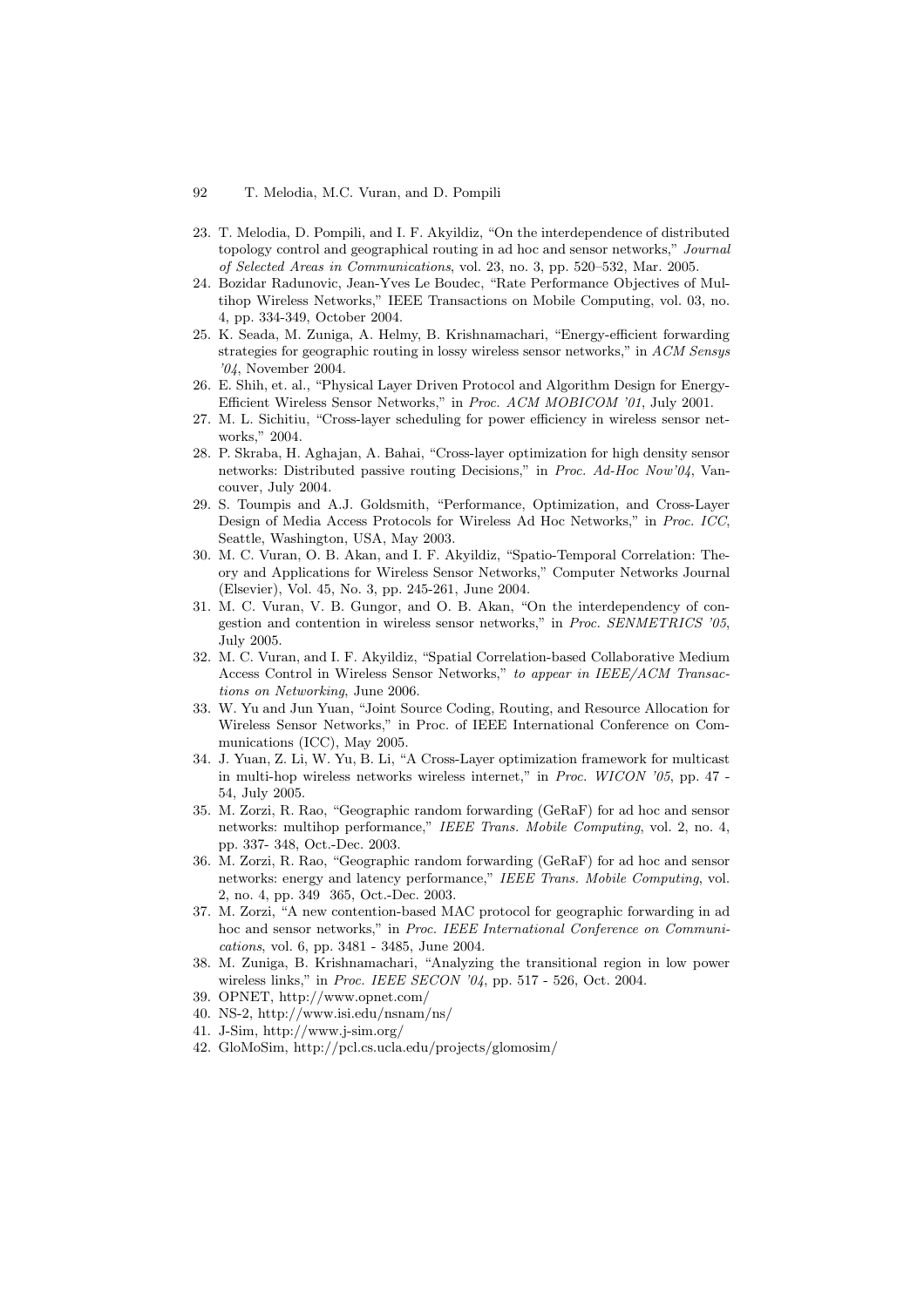23. T. Melodia, D. Pompili, and I. F. Akyildiz, "On the interdependence of distributed topology control and geographical routing in ad hoc and sensor networks," *Journal of Selected Areas in Communications*, vol. 23, no. 3, pp. 520–532, Mar. 2005.
24. Bozidar Radunovic, Jean-Yves Le Boudec, "Rate Performance Objectives of Multihop Wireless Networks," IEEE Transactions on Mobile Computing, vol. 03, no. 4, pp. 334-349, October 2004.
25. K. Seada, M. Zuniga, A. Helmy, B. Krishnamachari, "Energy-efficient forwarding strategies for geographic routing in lossy wireless sensor networks," in *ACM Sensys '04*, November 2004.
26. E. Shih, et. al., "Physical Layer Driven Protocol and Algorithm Design for Energy-Efficient Wireless Sensor Networks," in *Proc. ACM MOBICOM '01*, July 2001.
27. M. L. Sichitiu, "Cross-layer scheduling for power efficiency in wireless sensor networks," 2004.
28. P. Skraba, H. Aghajan, A. Bahai, "Cross-layer optimization for high density sensor networks: Distributed passive routing Decisions," in *Proc. Ad-Hoc Now'04*, Vancouver, July 2004.
29. S. Toumpis and A.J. Goldsmith, "Performance, Optimization, and Cross-Layer Design of Media Access Protocols for Wireless Ad Hoc Networks," in *Proc. ICC*, Seattle, Washington, USA, May 2003.
30. M. C. Vuran, O. B. Akan, and I. F. Akyildiz, "Spatio-Temporal Correlation: Theory and Applications for Wireless Sensor Networks," Computer Networks Journal (Elsevier), Vol. 45, No. 3, pp. 245-261, June 2004.
31. M. C. Vuran, V. B. Gungor, and O. B. Akan, "On the interdependency of congestion and contention in wireless sensor networks," in *Proc. SENMETRICS '05*, July 2005.
32. M. C. Vuran, and I. F. Akyildiz, "Spatial Correlation-based Collaborative Medium Access Control in Wireless Sensor Networks," *to appear in IEEE/ACM Transactions on Networking*, June 2006.
33. W. Yu and Jun Yuan, "Joint Source Coding, Routing, and Resource Allocation for Wireless Sensor Networks," in Proc. of IEEE International Conference on Communications (ICC), May 2005.
34. J. Yuan, Z. Li, W. Yu, B. Li, "A Cross-Layer optimization framework for multicast in multi-hop wireless networks wireless internet," in *Proc. WICON '05*, pp. 47 - 54, July 2005.
35. M. Zorzi, R. Rao, "Geographic random forwarding (GeRaF) for ad hoc and sensor networks: multihop performance," *IEEE Trans. Mobile Computing*, vol. 2, no. 4, pp. 337- 348, Oct.-Dec. 2003.
36. M. Zorzi, R. Rao, "Geographic random forwarding (GeRaF) for ad hoc and sensor networks: energy and latency performance," *IEEE Trans. Mobile Computing*, vol. 2, no. 4, pp. 349 365, Oct.-Dec. 2003.
37. M. Zorzi, "A new contention-based MAC protocol for geographic forwarding in ad hoc and sensor networks," in *Proc. IEEE International Conference on Communications*, vol. 6, pp. 3481 - 3485, June 2004.
38. M. Zuniga, B. Krishnamachari, "Analyzing the transitional region in low power wireless links," in *Proc. IEEE SECON '04*, pp. 517 - 526, Oct. 2004.
39. OPNET, http://www.opnet.com/
40. NS-2, http://www.isi.edu/nsnam/ns/
41. J-Sim, http://www.j-sim.org/
42. GloMoSim, http://pcl.cs.ucla.edu/projects/glomosim/